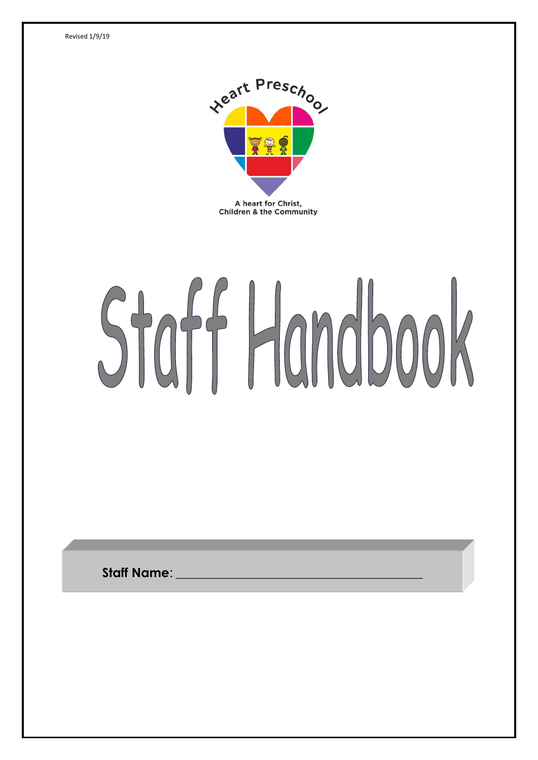Revised 1/9/19

Heart Preschool

A heart for Christ,
Children & the Community

# Staff Handbook

**Staff Name**: ______________________________________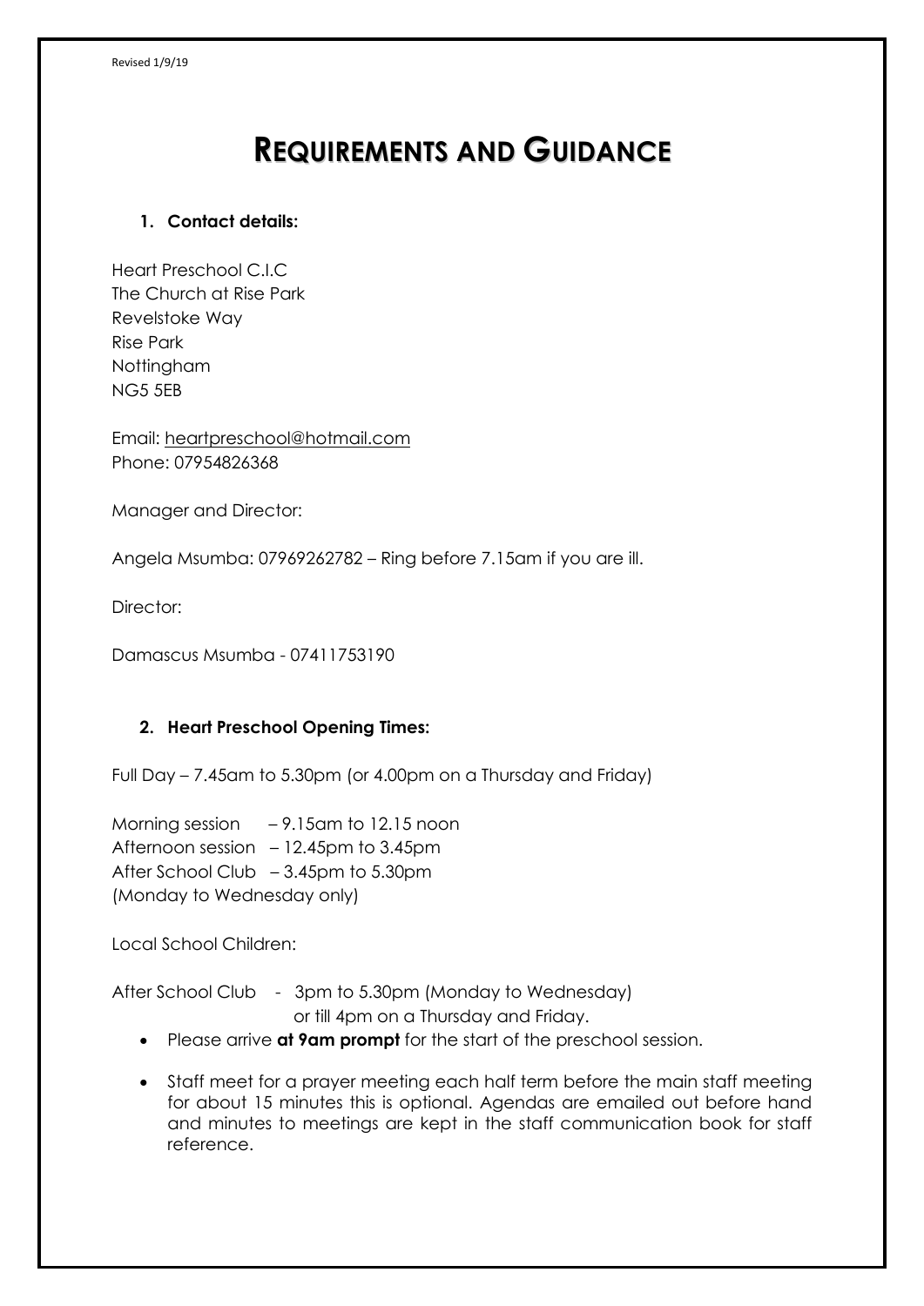# REQUIREMENTS AND GUIDANCE

1. **Contact details:**

Heart Preschool C.I.C
The Church at Rise Park
Revelstoke Way
Rise Park
Nottingham
NG5 5EB

Email: heartpreschool@hotmail.com
Phone: 07954826368

Manager and Director:

Angela Msumba: 07969262782 – Ring before 7.15am if you are ill.

Director:

Damascus Msumba - 07411753190

2. **Heart Preschool Opening Times:**

Full Day – 7.45am to 5.30pm (or 4.00pm on a Thursday and Friday)

Morning session – 9.15am to 12.15 noon
Afternoon session – 12.45pm to 3.45pm
After School Club – 3.45pm to 5.30pm
(Monday to Wednesday only)

Local School Children:

After School Club - 3pm to 5.30pm (Monday to Wednesday)
or till 4pm on a Thursday and Friday.

- Please arrive **at 9am prompt** for the start of the preschool session.
- Staff meet for a prayer meeting each half term before the main staff meeting for about 15 minutes this is optional. Agendas are emailed out before hand and minutes to meetings are kept in the staff communication book for staff reference.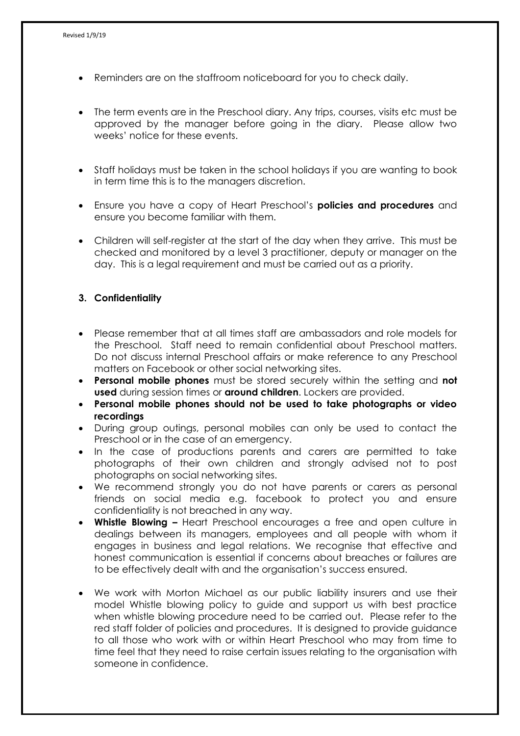- Reminders are on the staffroom noticeboard for you to check daily.

- The term events are in the Preschool diary. Any trips, courses, visits etc must be approved by the manager before going in the diary. Please allow two weeks' notice for these events.

- Staff holidays must be taken in the school holidays if you are wanting to book in term time this is to the managers discretion.

- Ensure you have a copy of Heart Preschool's **policies and procedures** and ensure you become familiar with them.

- Children will self-register at the start of the day when they arrive. This must be checked and monitored by a level 3 practitioner, deputy or manager on the day. This is a legal requirement and must be carried out as a priority.

### 3. Confidentiality

- Please remember that at all times staff are ambassadors and role models for the Preschool. Staff need to remain confidential about Preschool matters. Do not discuss internal Preschool affairs or make reference to any Preschool matters on Facebook or other social networking sites.
- **Personal mobile phones** must be stored securely within the setting and **not used** during session times or **around children**. Lockers are provided.
- **Personal mobile phones should not be used to take photographs or video recordings**
- During group outings, personal mobiles can only be used to contact the Preschool or in the case of an emergency.
- In the case of productions parents and carers are permitted to take photographs of their own children and strongly advised not to post photographs on social networking sites.
- We recommend strongly you do not have parents or carers as personal friends on social media e.g. facebook to protect you and ensure confidentiality is not breached in any way.
- **Whistle Blowing –** Heart Preschool encourages a free and open culture in dealings between its managers, employees and all people with whom it engages in business and legal relations. We recognise that effective and honest communication is essential if concerns about breaches or failures are to be effectively dealt with and the organisation's success ensured.

- We work with Morton Michael as our public liability insurers and use their model Whistle blowing policy to guide and support us with best practice when whistle blowing procedure need to be carried out. Please refer to the red staff folder of policies and procedures. It is designed to provide guidance to all those who work with or within Heart Preschool who may from time to time feel that they need to raise certain issues relating to the organisation with someone in confidence.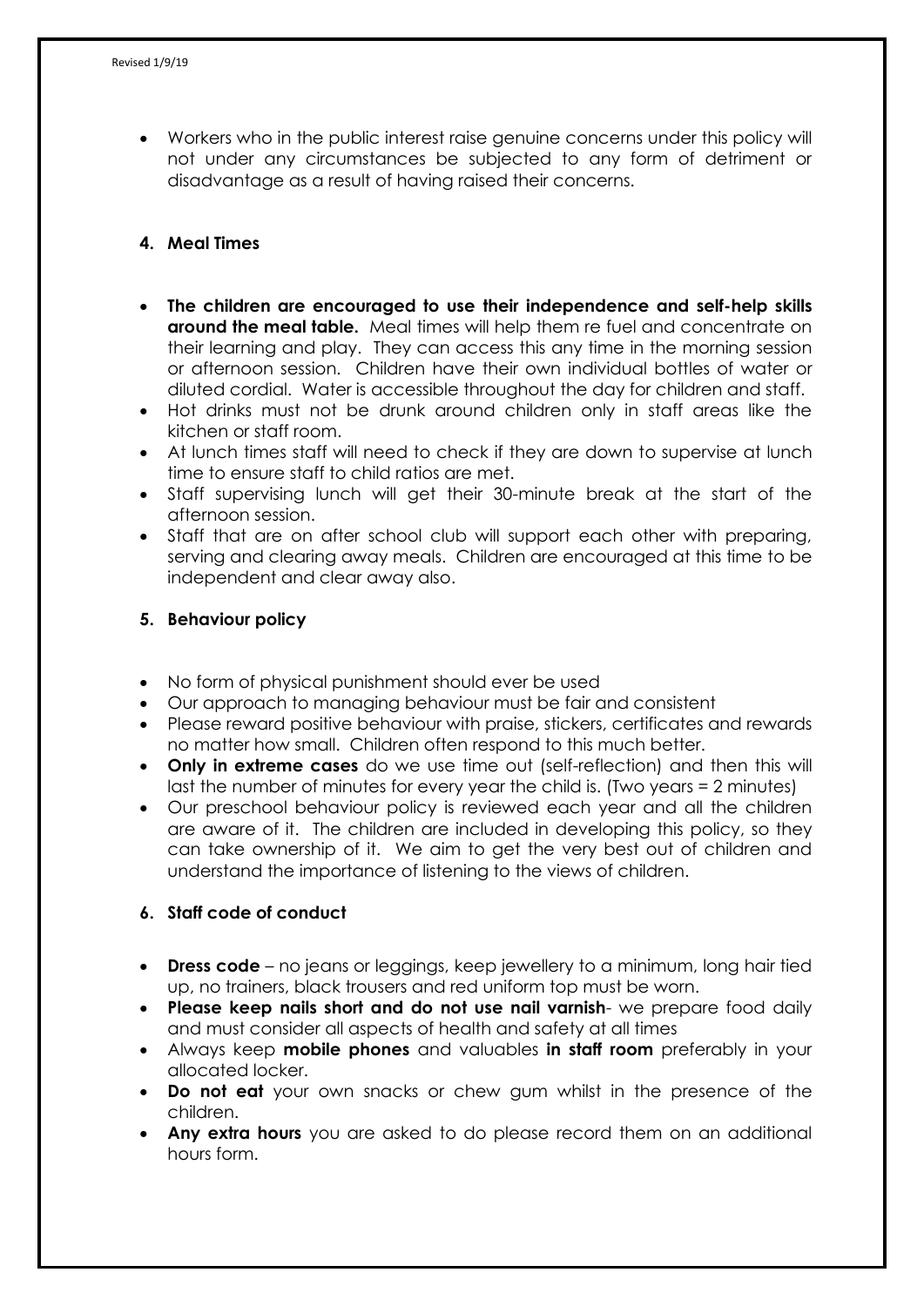- Workers who in the public interest raise genuine concerns under this policy will not under any circumstances be subjected to any form of detriment or disadvantage as a result of having raised their concerns.

## 4. Meal Times

- **The children are encouraged to use their independence and self-help skills around the meal table.** Meal times will help them re fuel and concentrate on their learning and play. They can access this any time in the morning session or afternoon session. Children have their own individual bottles of water or diluted cordial. Water is accessible throughout the day for children and staff.
- Hot drinks must not be drunk around children only in staff areas like the kitchen or staff room.
- At lunch times staff will need to check if they are down to supervise at lunch time to ensure staff to child ratios are met.
- Staff supervising lunch will get their 30-minute break at the start of the afternoon session.
- Staff that are on after school club will support each other with preparing, serving and clearing away meals. Children are encouraged at this time to be independent and clear away also.

## 5. Behaviour policy

- No form of physical punishment should ever be used
- Our approach to managing behaviour must be fair and consistent
- Please reward positive behaviour with praise, stickers, certificates and rewards no matter how small. Children often respond to this much better.
- **Only in extreme cases** do we use time out (self-reflection) and then this will last the number of minutes for every year the child is. (Two years = 2 minutes)
- Our preschool behaviour policy is reviewed each year and all the children are aware of it. The children are included in developing this policy, so they can take ownership of it. We aim to get the very best out of children and understand the importance of listening to the views of children.

## 6. Staff code of conduct

- **Dress code** – no jeans or leggings, keep jewellery to a minimum, long hair tied up, no trainers, black trousers and red uniform top must be worn.
- **Please keep nails short and do not use nail varnish**- we prepare food daily and must consider all aspects of health and safety at all times
- Always keep **mobile phones** and valuables **in staff room** preferably in your allocated locker.
- **Do not eat** your own snacks or chew gum whilst in the presence of the children.
- **Any extra hours** you are asked to do please record them on an additional hours form.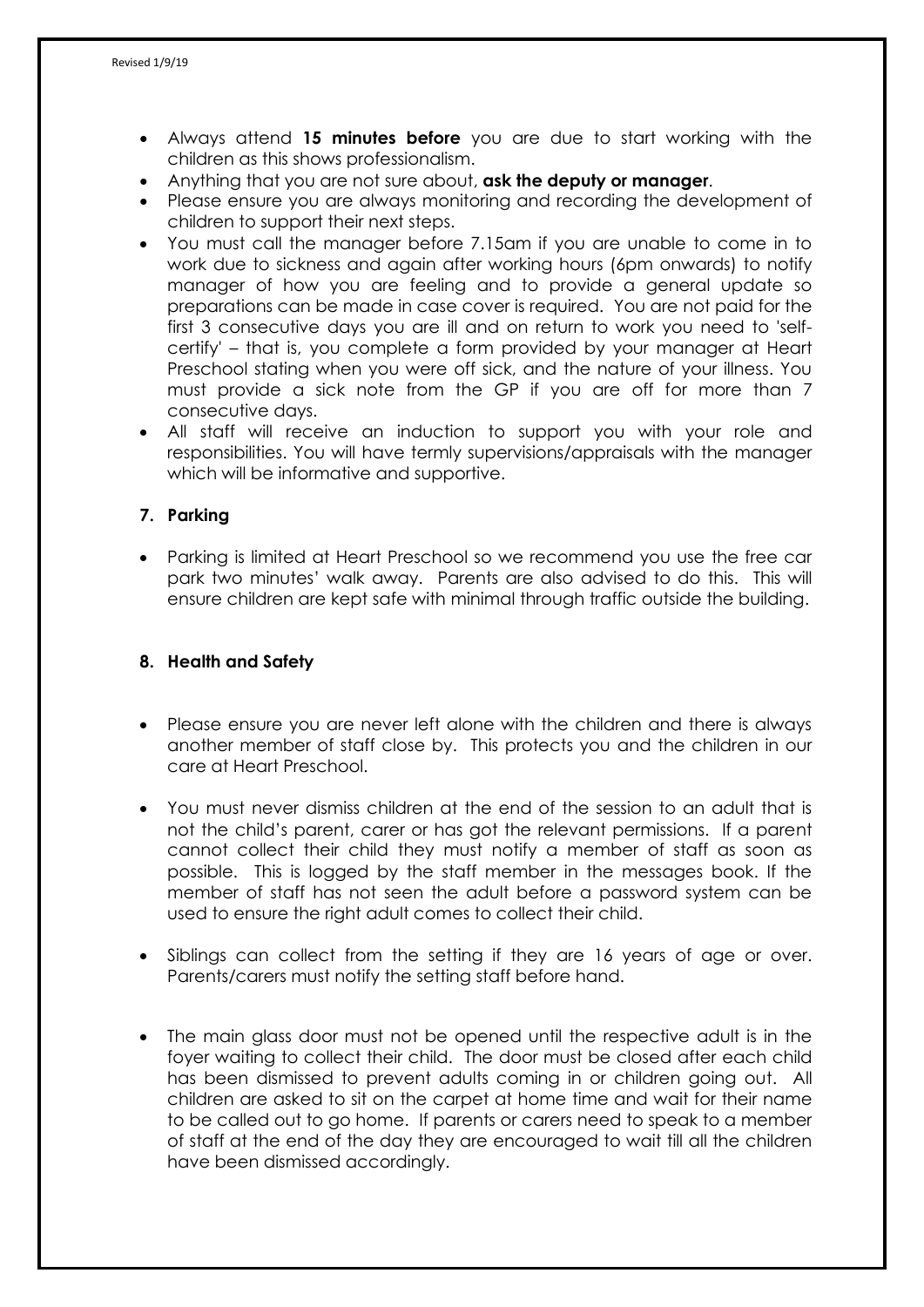- Always attend **15 minutes before** you are due to start working with the children as this shows professionalism.
- Anything that you are not sure about, **ask the deputy or manager**.
- Please ensure you are always monitoring and recording the development of children to support their next steps.
- You must call the manager before 7.15am if you are unable to come in to work due to sickness and again after working hours (6pm onwards) to notify manager of how you are feeling and to provide a general update so preparations can be made in case cover is required. You are not paid for the first 3 consecutive days you are ill and on return to work you need to 'self-certify' – that is, you complete a form provided by your manager at Heart Preschool stating when you were off sick, and the nature of your illness. You must provide a sick note from the GP if you are off for more than 7 consecutive days.
- All staff will receive an induction to support you with your role and responsibilities. You will have termly supervisions/appraisals with the manager which will be informative and supportive.

## 7. Parking

- Parking is limited at Heart Preschool so we recommend you use the free car park two minutes' walk away. Parents are also advised to do this. This will ensure children are kept safe with minimal through traffic outside the building.

## 8. Health and Safety

- Please ensure you are never left alone with the children and there is always another member of staff close by. This protects you and the children in our care at Heart Preschool.

- You must never dismiss children at the end of the session to an adult that is not the child's parent, carer or has got the relevant permissions. If a parent cannot collect their child they must notify a member of staff as soon as possible. This is logged by the staff member in the messages book. If the member of staff has not seen the adult before a password system can be used to ensure the right adult comes to collect their child.

- Siblings can collect from the setting if they are 16 years of age or over. Parents/carers must notify the setting staff before hand.

- The main glass door must not be opened until the respective adult is in the foyer waiting to collect their child. The door must be closed after each child has been dismissed to prevent adults coming in or children going out. All children are asked to sit on the carpet at home time and wait for their name to be called out to go home. If parents or carers need to speak to a member of staff at the end of the day they are encouraged to wait till all the children have been dismissed accordingly.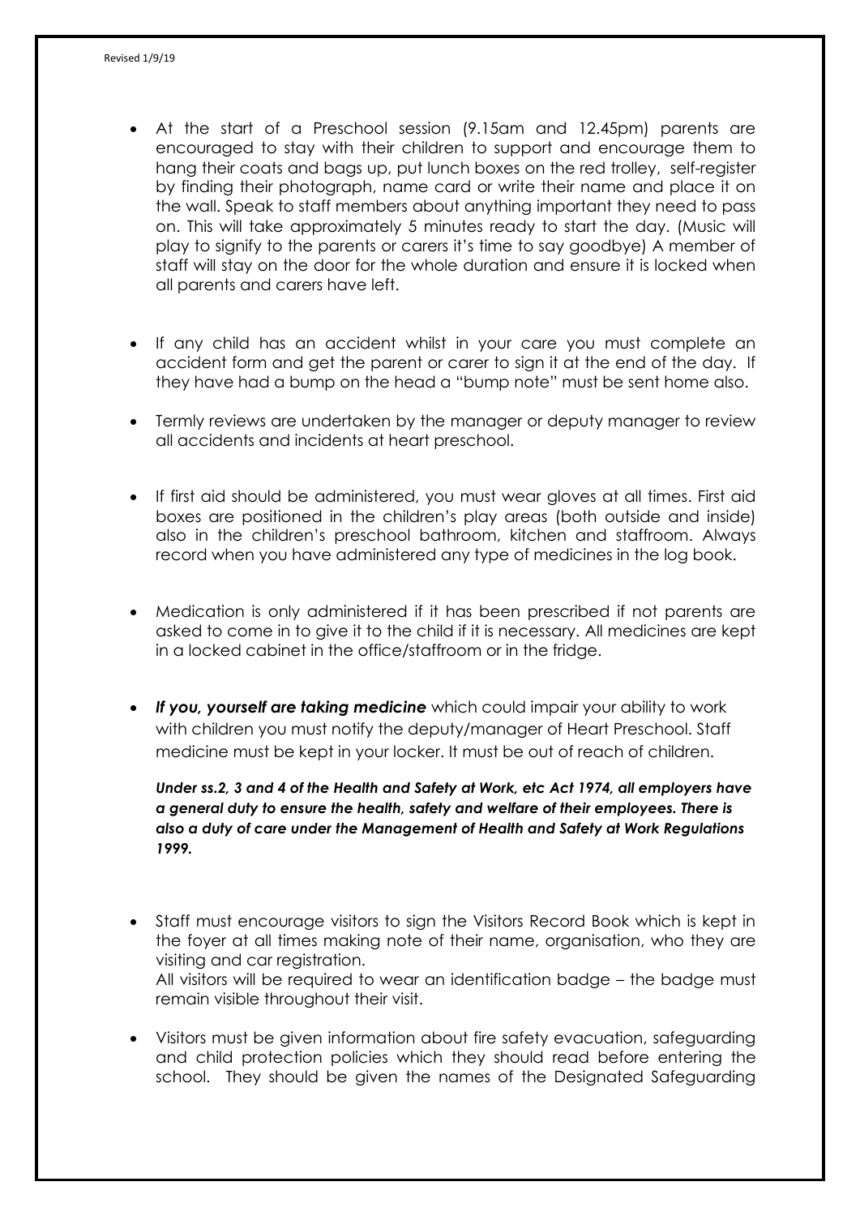- At the start of a Preschool session (9.15am and 12.45pm) parents are encouraged to stay with their children to support and encourage them to hang their coats and bags up, put lunch boxes on the red trolley, self-register by finding their photograph, name card or write their name and place it on the wall. Speak to staff members about anything important they need to pass on. This will take approximately 5 minutes ready to start the day. (Music will play to signify to the parents or carers it's time to say goodbye) A member of staff will stay on the door for the whole duration and ensure it is locked when all parents and carers have left.

- If any child has an accident whilst in your care you must complete an accident form and get the parent or carer to sign it at the end of the day. If they have had a bump on the head a "bump note" must be sent home also.

- Termly reviews are undertaken by the manager or deputy manager to review all accidents and incidents at heart preschool.

- If first aid should be administered, you must wear gloves at all times. First aid boxes are positioned in the children's play areas (both outside and inside) also in the children's preschool bathroom, kitchen and staffroom. Always record when you have administered any type of medicines in the log book.

- Medication is only administered if it has been prescribed if not parents are asked to come in to give it to the child if it is necessary. All medicines are kept in a locked cabinet in the office/staffroom or in the fridge.

- ***If you, yourself are taking medicine*** which could impair your ability to work with children you must notify the deputy/manager of Heart Preschool. Staff medicine must be kept in your locker. It must be out of reach of children.

  ***Under ss.2, 3 and 4 of the Health and Safety at Work, etc Act 1974, all employers have a general duty to ensure the health, safety and welfare of their employees. There is also a duty of care under the Management of Health and Safety at Work Regulations 1999.***

- Staff must encourage visitors to sign the Visitors Record Book which is kept in the foyer at all times making note of their name, organisation, who they are visiting and car registration.
  All visitors will be required to wear an identification badge – the badge must remain visible throughout their visit.

- Visitors must be given information about fire safety evacuation, safeguarding and child protection policies which they should read before entering the school. They should be given the names of the Designated Safeguarding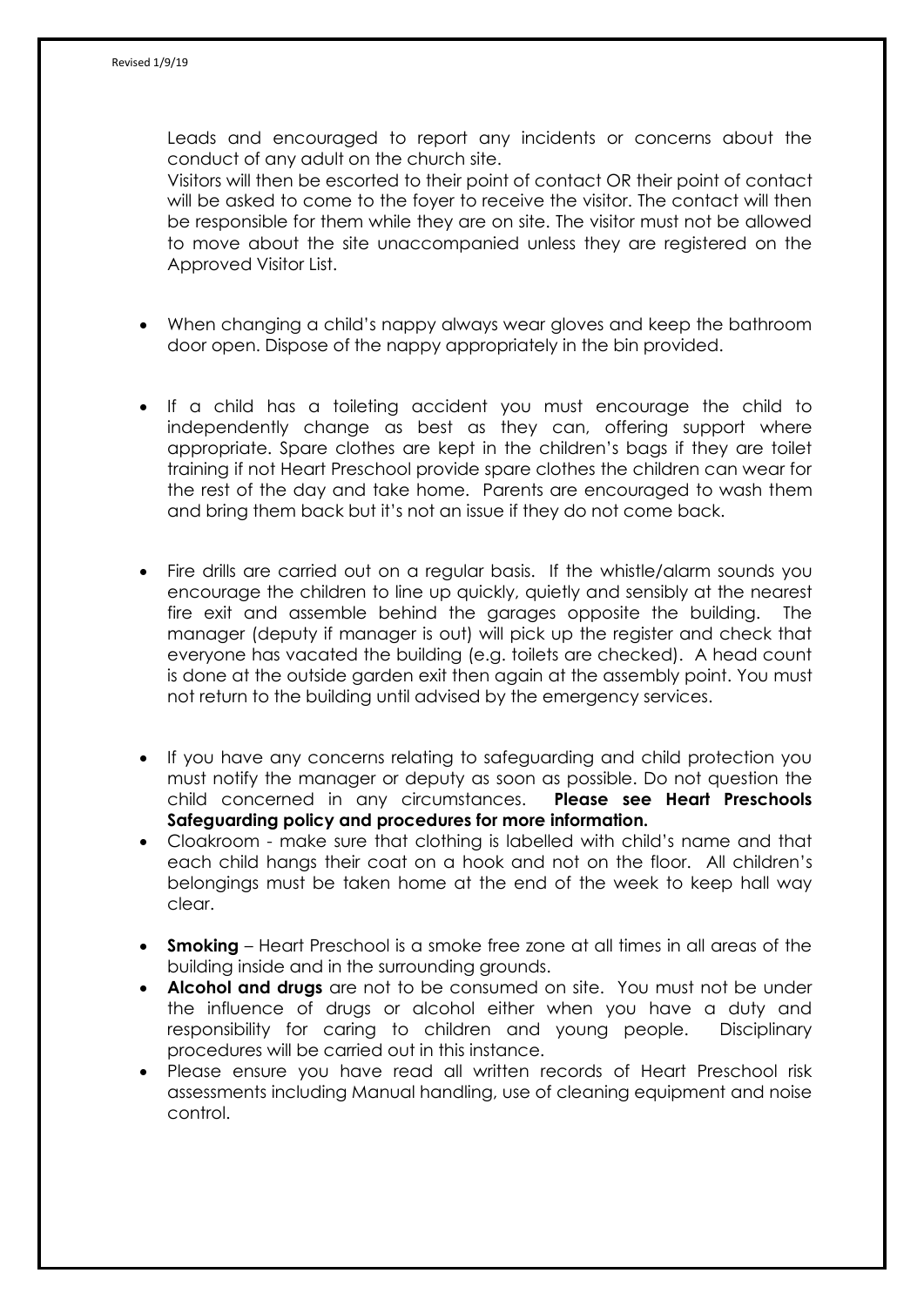Leads and encouraged to report any incidents or concerns about the conduct of any adult on the church site.

Visitors will then be escorted to their point of contact OR their point of contact will be asked to come to the foyer to receive the visitor. The contact will then be responsible for them while they are on site. The visitor must not be allowed to move about the site unaccompanied unless they are registered on the Approved Visitor List.

- When changing a child's nappy always wear gloves and keep the bathroom door open. Dispose of the nappy appropriately in the bin provided.

- If a child has a toileting accident you must encourage the child to independently change as best as they can, offering support where appropriate. Spare clothes are kept in the childrens's bags if they are toilet training if not Heart Preschool provide spare clothes the children can wear for the rest of the day and take home. Parents are encouraged to wash them and bring them back but it's not an issue if they do not come back.

- Fire drills are carried out on a regular basis. If the whistle/alarm sounds you encourage the children to line up quickly, quietly and sensibly at the nearest fire exit and assemble behind the garages opposite the building. The manager (deputy if manager is out) will pick up the register and check that everyone has vacated the building (e.g. toilets are checked). A head count is done at the outside garden exit then again at the assembly point. You must not return to the building until advised by the emergency services.

- If you have any concerns relating to safeguarding and child protection you must notify the manager or deputy as soon as possible. Do not question the child concerned in any circumstances. **Please see Heart Preschools Safeguarding policy and procedures for more information.**
- Cloakroom - make sure that clothing is labelled with child's name and that each child hangs their coat on a hook and not on the floor. All children's belongings must be taken home at the end of the week to keep hall way clear.

- **Smoking** – Heart Preschool is a smoke free zone at all times in all areas of the building inside and in the surrounding grounds.
- **Alcohol and drugs** are not to be consumed on site. You must not be under the influence of drugs or alcohol either when you have a duty and responsibility for caring to children and young people. Disciplinary procedures will be carried out in this instance.
- Please ensure you have read all written records of Heart Preschool risk assessments including Manual handling, use of cleaning equipment and noise control.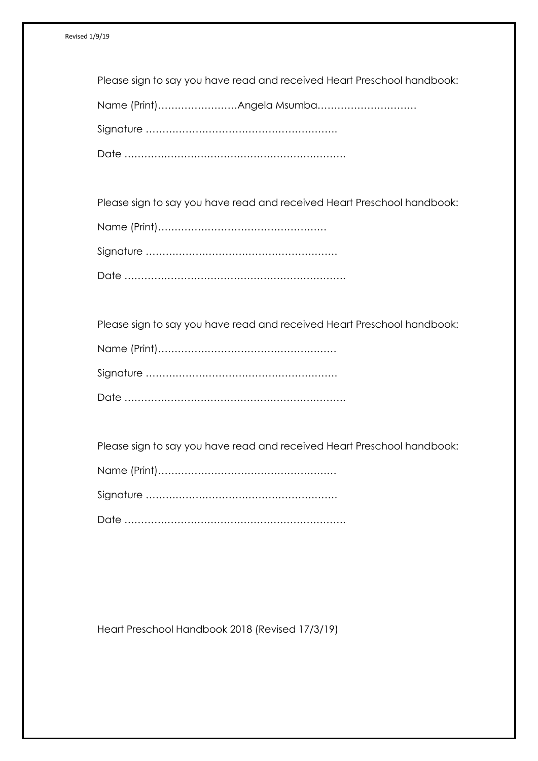Please sign to say you have read and received Heart Preschool handbook:

Name (Print)……………………Angela Msumba…………………………

Signature …………………………………………………

Date ………………………………………………………….

Please sign to say you have read and received Heart Preschool handbook:

Name (Print)……………………………………………

Signature …………………………………………………

Date ………………………………………………………….

Please sign to say you have read and received Heart Preschool handbook:

Name (Print)………………………………………………

Signature …………………………………………………

Date ………………………………………………………….

Please sign to say you have read and received Heart Preschool handbook:

Name (Print)………………………………………………

Signature …………………………………………………

Date ………………………………………………………….

Heart Preschool Handbook 2018 (Revised 17/3/19)